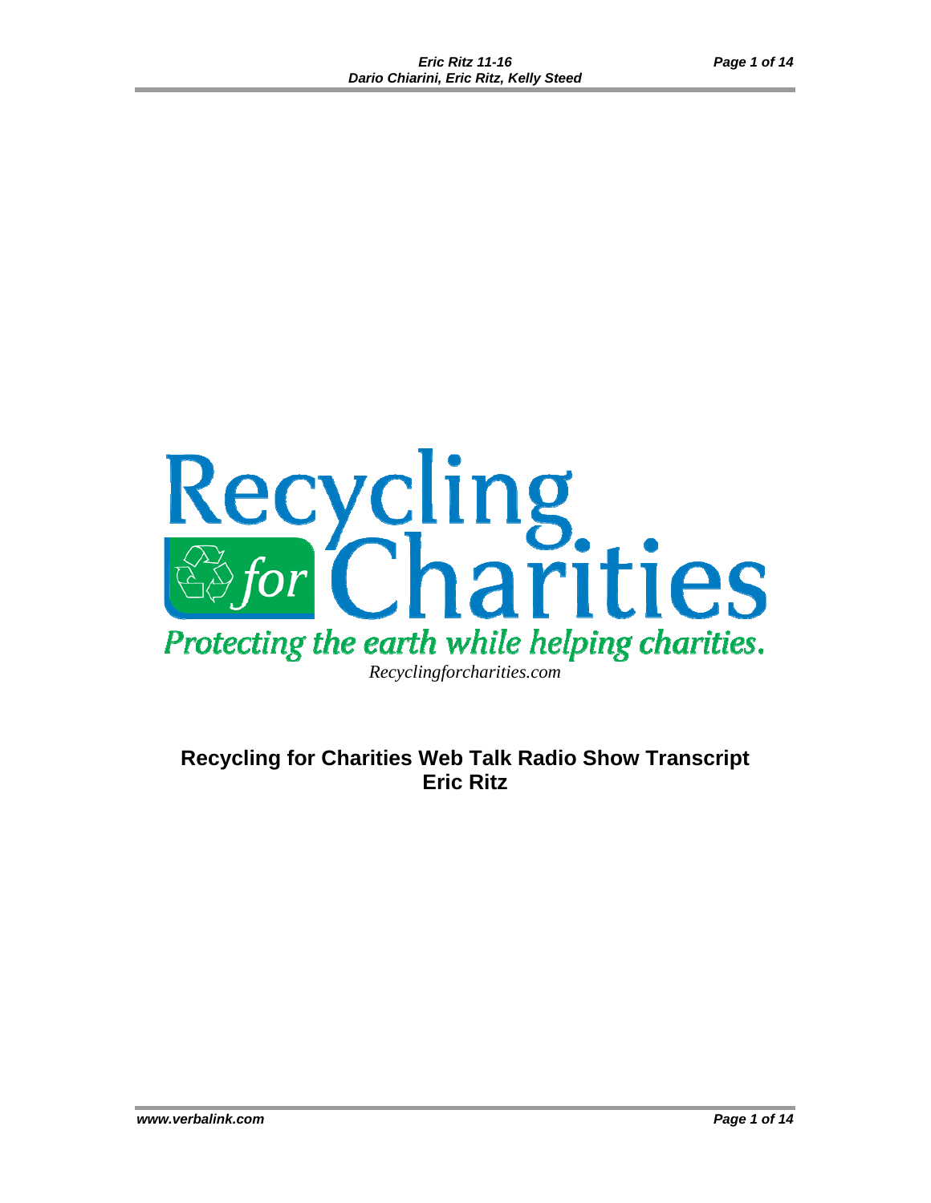Recycling for Charities

*Protecting the earth while helping charities.*

*Recyclingforcharities.com*

# Recycling for Charities Web Talk Radio Show Transcript
# Eric Ritz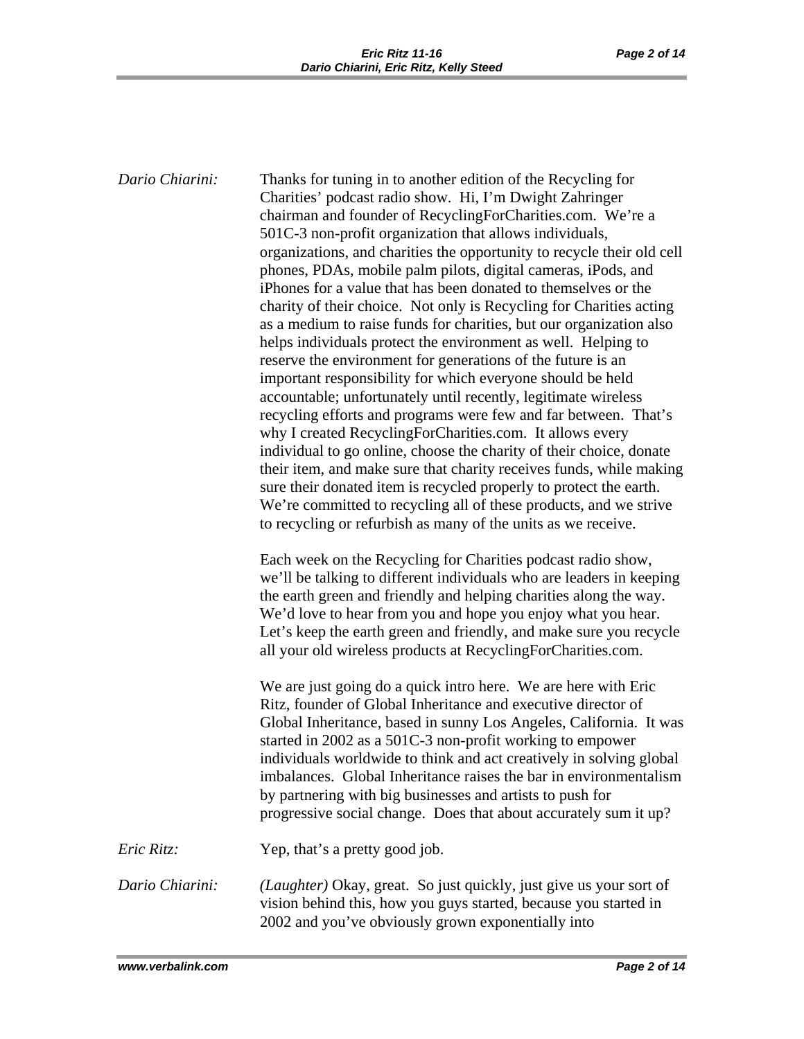*Dario Chiarini:* Thanks for tuning in to another edition of the Recycling for Charities' podcast radio show. Hi, I'm Dwight Zahringer chairman and founder of RecyclingForCharities.com. We're a 501C-3 non-profit organization that allows individuals, organizations, and charities the opportunity to recycle their old cell phones, PDAs, mobile palm pilots, digital cameras, iPods, and iPhones for a value that has been donated to themselves or the charity of their choice. Not only is Recycling for Charities acting as a medium to raise funds for charities, but our organization also helps individuals protect the environment as well. Helping to reserve the environment for generations of the future is an important responsibility for which everyone should be held accountable; unfortunately until recently, legitimate wireless recycling efforts and programs were few and far between. That's why I created RecyclingForCharities.com. It allows every individual to go online, choose the charity of their choice, donate their item, and make sure that charity receives funds, while making sure their donated item is recycled properly to protect the earth. We're committed to recycling all of these products, and we strive to recycling or refurbish as many of the units as we receive.

Each week on the Recycling for Charities podcast radio show, we'll be talking to different individuals who are leaders in keeping the earth green and friendly and helping charities along the way. We'd love to hear from you and hope you enjoy what you hear. Let's keep the earth green and friendly, and make sure you recycle all your old wireless products at RecyclingForCharities.com.

We are just going do a quick intro here. We are here with Eric Ritz, founder of Global Inheritance and executive director of Global Inheritance, based in sunny Los Angeles, California. It was started in 2002 as a 501C-3 non-profit working to empower individuals worldwide to think and act creatively in solving global imbalances. Global Inheritance raises the bar in environmentalism by partnering with big businesses and artists to push for progressive social change. Does that about accurately sum it up?

*Eric Ritz:* Yep, that's a pretty good job.

*Dario Chiarini:* *(Laughter)* Okay, great. So just quickly, just give us your sort of vision behind this, how you guys started, because you started in 2002 and you've obviously grown exponentially into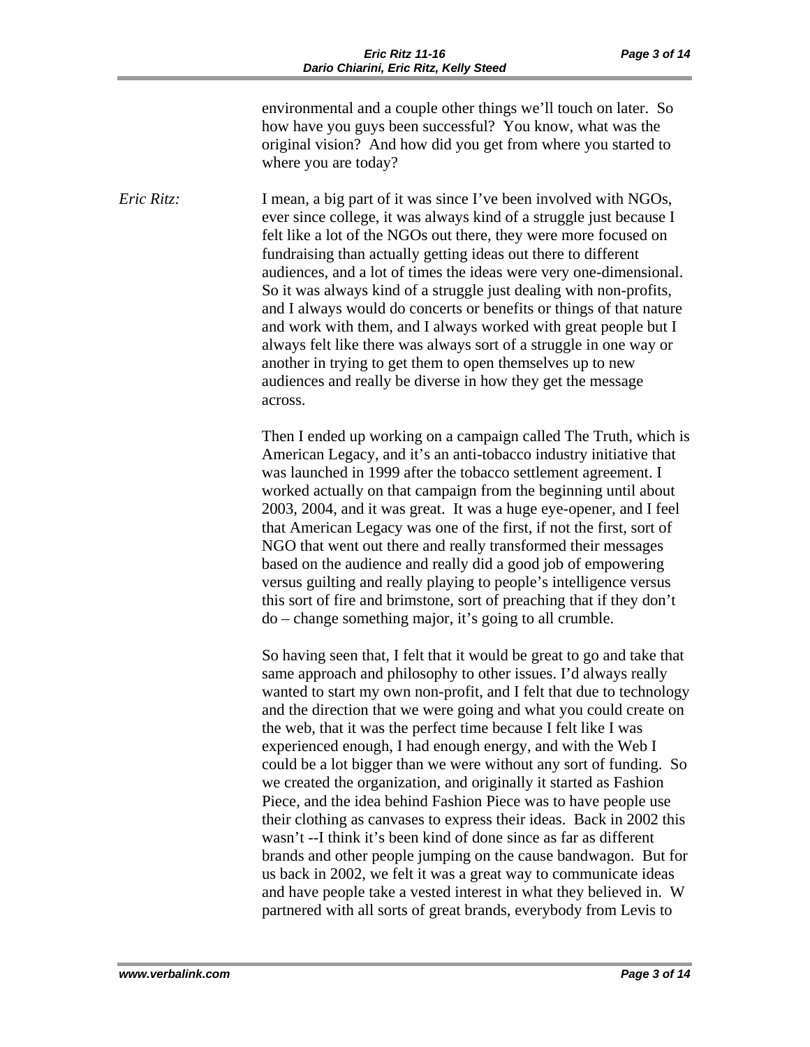environmental and a couple other things we'll touch on later. So how have you guys been successful? You know, what was the original vision? And how did you get from where you started to where you are today?

*Eric Ritz:* I mean, a big part of it was since I've been involved with NGOs, ever since college, it was always kind of a struggle just because I felt like a lot of the NGOs out there, they were more focused on fundraising than actually getting ideas out there to different audiences, and a lot of times the ideas were very one-dimensional. So it was always kind of a struggle just dealing with non-profits, and I always would do concerts or benefits or things of that nature and work with them, and I always worked with great people but I always felt like there was always sort of a struggle in one way or another in trying to get them to open themselves up to new audiences and really be diverse in how they get the message across.

Then I ended up working on a campaign called The Truth, which is American Legacy, and it's an anti-tobacco industry initiative that was launched in 1999 after the tobacco settlement agreement. I worked actually on that campaign from the beginning until about 2003, 2004, and it was great. It was a huge eye-opener, and I feel that American Legacy was one of the first, if not the first, sort of NGO that went out there and really transformed their messages based on the audience and really did a good job of empowering versus guilting and really playing to people's intelligence versus this sort of fire and brimstone, sort of preaching that if they don't do – change something major, it's going to all crumble.

So having seen that, I felt that it would be great to go and take that same approach and philosophy to other issues. I'd always really wanted to start my own non-profit, and I felt that due to technology and the direction that we were going and what you could create on the web, that it was the perfect time because I felt like I was experienced enough, I had enough energy, and with the Web I could be a lot bigger than we were without any sort of funding. So we created the organization, and originally it started as Fashion Piece, and the idea behind Fashion Piece was to have people use their clothing as canvases to express their ideas. Back in 2002 this wasn't --I think it's been kind of done since as far as different brands and other people jumping on the cause bandwagon. But for us back in 2002, we felt it was a great way to communicate ideas and have people take a vested interest in what they believed in. W partnered with all sorts of great brands, everybody from Levis to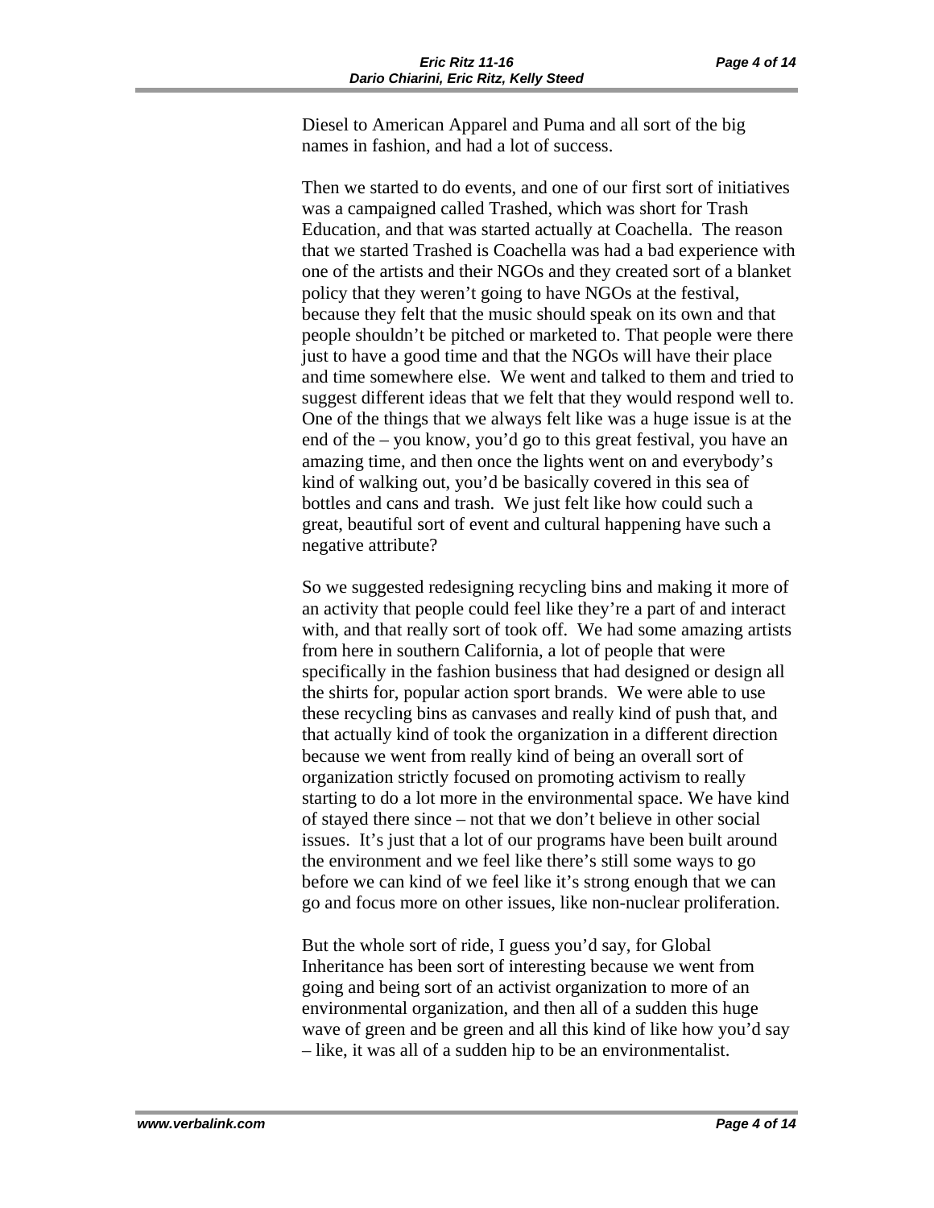Diesel to American Apparel and Puma and all sort of the big names in fashion, and had a lot of success.

Then we started to do events, and one of our first sort of initiatives was a campaigned called Trashed, which was short for Trash Education, and that was started actually at Coachella. The reason that we started Trashed is Coachella was had a bad experience with one of the artists and their NGOs and they created sort of a blanket policy that they weren't going to have NGOs at the festival, because they felt that the music should speak on its own and that people shouldn't be pitched or marketed to. That people were there just to have a good time and that the NGOs will have their place and time somewhere else. We went and talked to them and tried to suggest different ideas that we felt that they would respond well to. One of the things that we always felt like was a huge issue is at the end of the – you know, you'd go to this great festival, you have an amazing time, and then once the lights went on and everybody's kind of walking out, you'd be basically covered in this sea of bottles and cans and trash. We just felt like how could such a great, beautiful sort of event and cultural happening have such a negative attribute?

So we suggested redesigning recycling bins and making it more of an activity that people could feel like they're a part of and interact with, and that really sort of took off. We had some amazing artists from here in southern California, a lot of people that were specifically in the fashion business that had designed or design all the shirts for, popular action sport brands. We were able to use these recycling bins as canvases and really kind of push that, and that actually kind of took the organization in a different direction because we went from really kind of being an overall sort of organization strictly focused on promoting activism to really starting to do a lot more in the environmental space. We have kind of stayed there since – not that we don't believe in other social issues. It's just that a lot of our programs have been built around the environment and we feel like there's still some ways to go before we can kind of we feel like it's strong enough that we can go and focus more on other issues, like non-nuclear proliferation.

But the whole sort of ride, I guess you'd say, for Global Inheritance has been sort of interesting because we went from going and being sort of an activist organization to more of an environmental organization, and then all of a sudden this huge wave of green and be green and all this kind of like how you'd say – like, it was all of a sudden hip to be an environmentalist.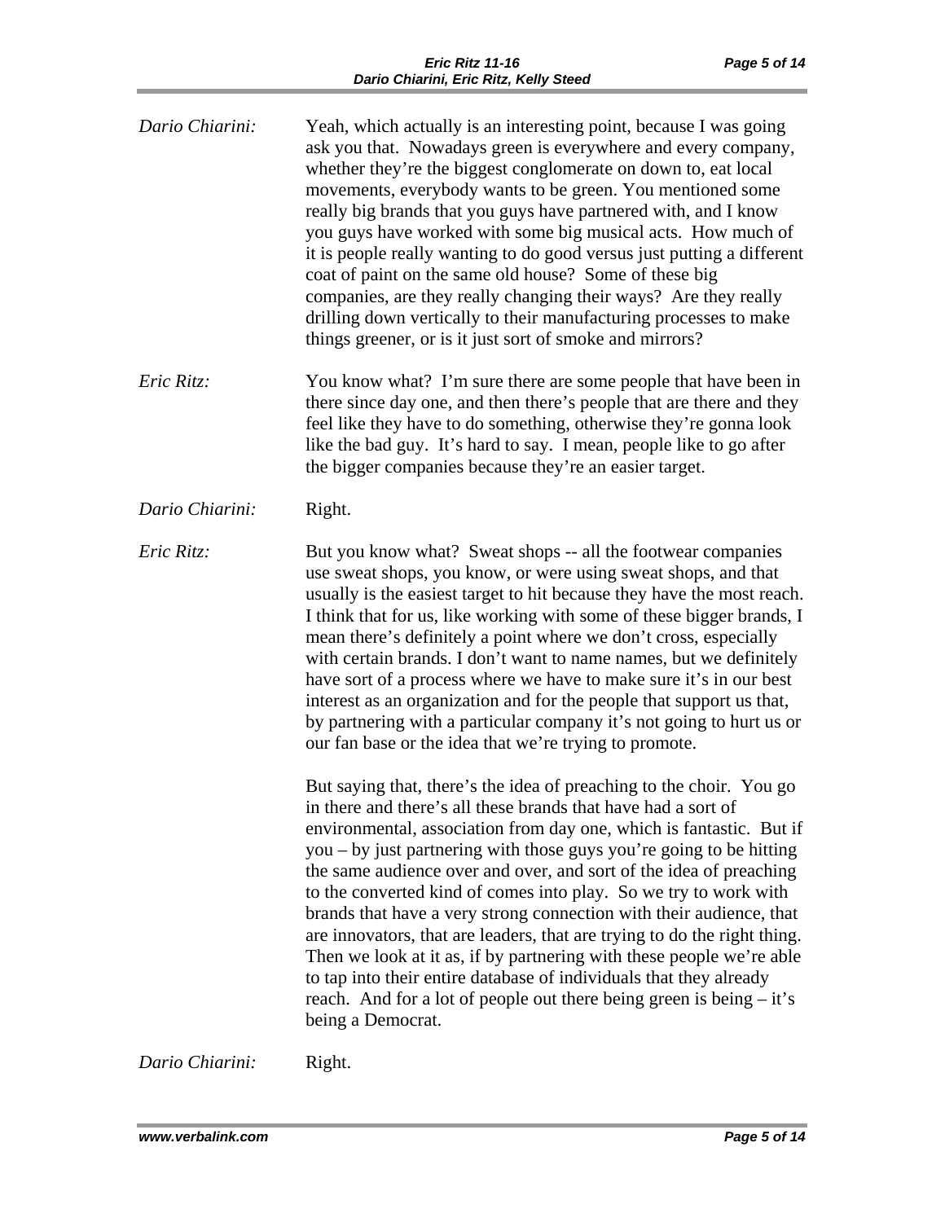*Dario Chiarini:* Yeah, which actually is an interesting point, because I was going ask you that. Nowadays green is everywhere and every company, whether they're the biggest conglomerate on down to, eat local movements, everybody wants to be green. You mentioned some really big brands that you guys have partnered with, and I know you guys have worked with some big musical acts. How much of it is people really wanting to do good versus just putting a different coat of paint on the same old house? Some of these big companies, are they really changing their ways? Are they really drilling down vertically to their manufacturing processes to make things greener, or is it just sort of smoke and mirrors?

*Eric Ritz:* You know what? I'm sure there are some people that have been in there since day one, and then there's people that are there and they feel like they have to do something, otherwise they're gonna look like the bad guy. It's hard to say. I mean, people like to go after the bigger companies because they're an easier target.

*Dario Chiarini:* Right.

*Eric Ritz:* But you know what? Sweat shops -- all the footwear companies use sweat shops, you know, or were using sweat shops, and that usually is the easiest target to hit because they have the most reach. I think that for us, like working with some of these bigger brands, I mean there's definitely a point where we don't cross, especially with certain brands. I don't want to name names, but we definitely have sort of a process where we have to make sure it's in our best interest as an organization and for the people that support us that, by partnering with a particular company it's not going to hurt us or our fan base or the idea that we're trying to promote.

But saying that, there's the idea of preaching to the choir. You go in there and there's all these brands that have had a sort of environmental, association from day one, which is fantastic. But if you – by just partnering with those guys you're going to be hitting the same audience over and over, and sort of the idea of preaching to the converted kind of comes into play. So we try to work with brands that have a very strong connection with their audience, that are innovators, that are leaders, that are trying to do the right thing. Then we look at it as, if by partnering with these people we're able to tap into their entire database of individuals that they already reach. And for a lot of people out there being green is being – it's being a Democrat.

*Dario Chiarini:* Right.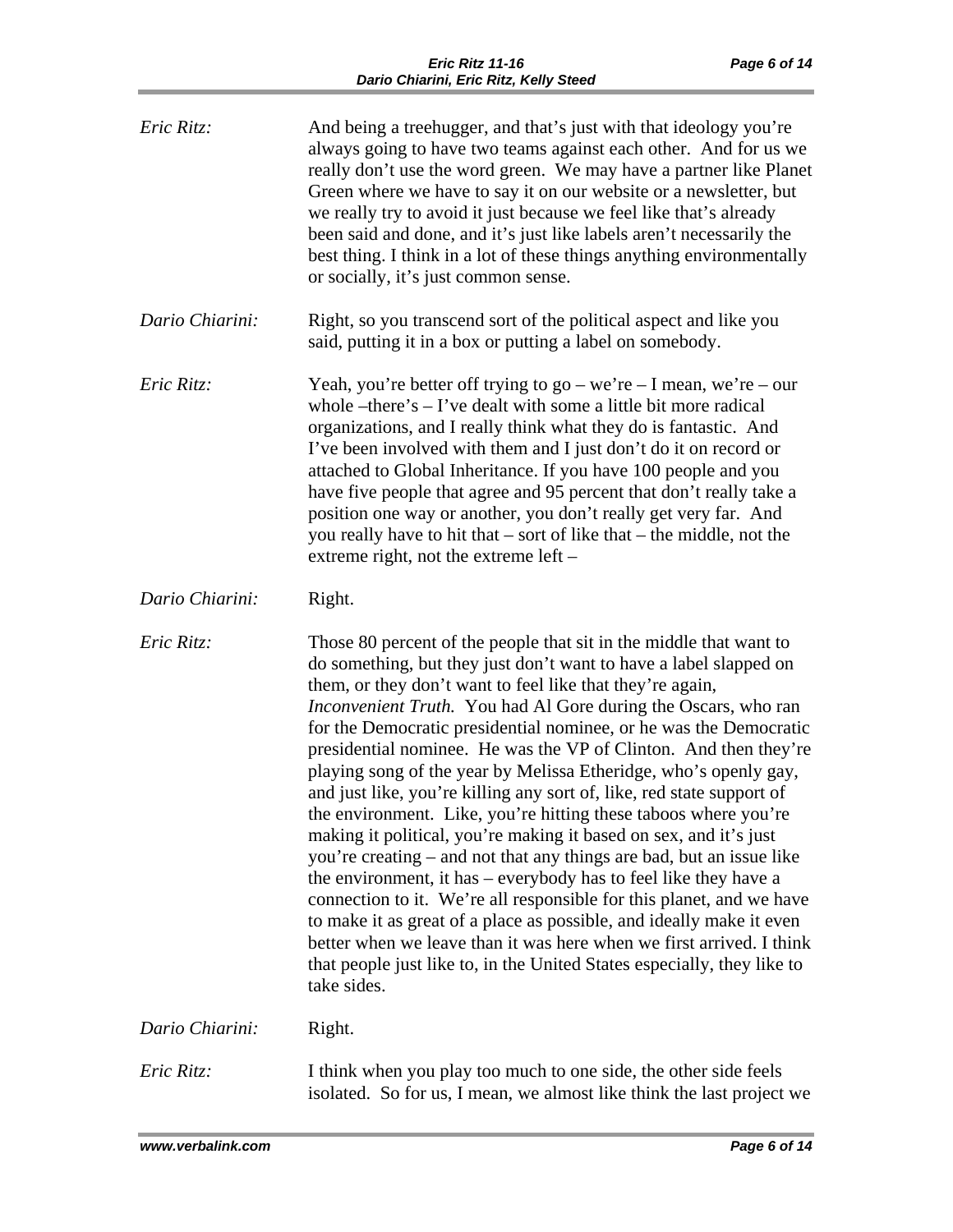*Eric Ritz:* And being a treehugger, and that's just with that ideology you're always going to have two teams against each other. And for us we really don't use the word green. We may have a partner like Planet Green where we have to say it on our website or a newsletter, but we really try to avoid it just because we feel like that's already been said and done, and it's just like labels aren't necessarily the best thing. I think in a lot of these things anything environmentally or socially, it's just common sense.

*Dario Chiarini:* Right, so you transcend sort of the political aspect and like you said, putting it in a box or putting a label on somebody.

*Eric Ritz:* Yeah, you're better off trying to go – we're – I mean, we're – our whole –there's – I've dealt with some a little bit more radical organizations, and I really think what they do is fantastic. And I've been involved with them and I just don't do it on record or attached to Global Inheritance. If you have 100 people and you have five people that agree and 95 percent that don't really take a position one way or another, you don't really get very far. And you really have to hit that – sort of like that – the middle, not the extreme right, not the extreme left –

*Dario Chiarini:* Right.

*Eric Ritz:* Those 80 percent of the people that sit in the middle that want to do something, but they just don't want to have a label slapped on them, or they don't want to feel like that they're again, *Inconvenient Truth.* You had Al Gore during the Oscars, who ran for the Democratic presidential nominee, or he was the Democratic presidential nominee. He was the VP of Clinton. And then they're playing song of the year by Melissa Etheridge, who's openly gay, and just like, you're killing any sort of, like, red state support of the environment. Like, you're hitting these taboos where you're making it political, you're making it based on sex, and it's just you're creating – and not that any things are bad, but an issue like the environment, it has – everybody has to feel like they have a connection to it. We're all responsible for this planet, and we have to make it as great of a place as possible, and ideally make it even better when we leave than it was here when we first arrived. I think that people just like to, in the United States especially, they like to take sides.

*Dario Chiarini:* Right.

*Eric Ritz:* I think when you play too much to one side, the other side feels isolated. So for us, I mean, we almost like think the last project we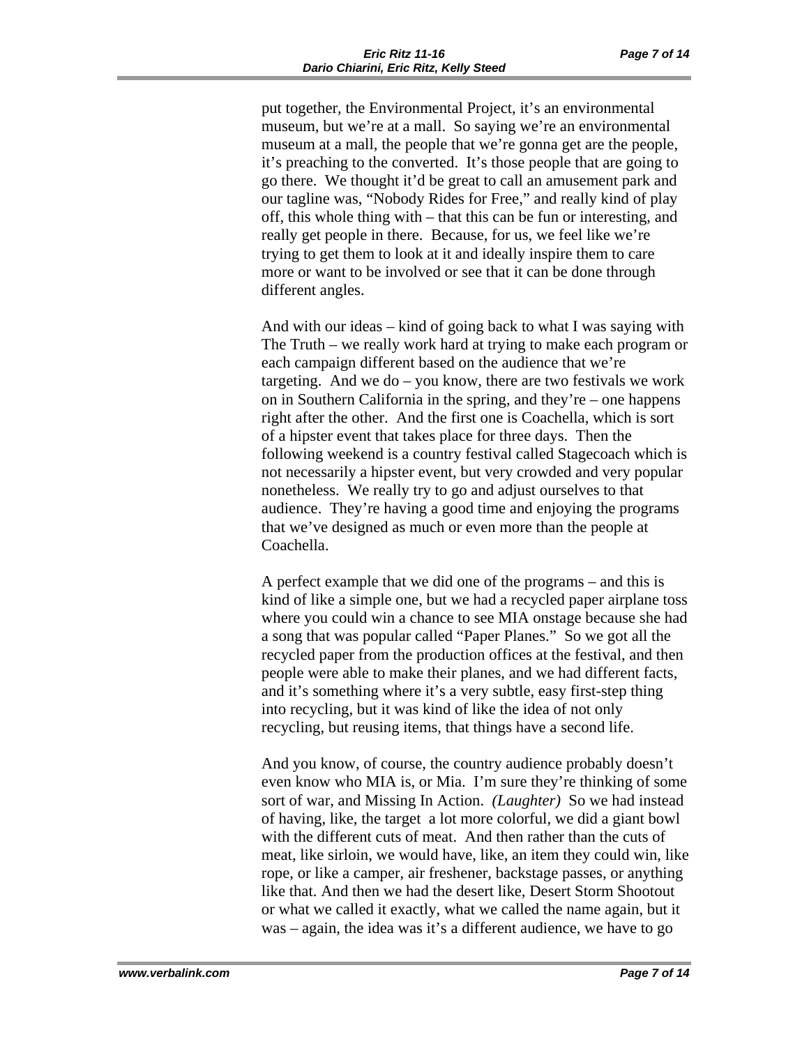put together, the Environmental Project, it's an environmental museum, but we're at a mall. So saying we're an environmental museum at a mall, the people that we're gonna get are the people, it's preaching to the converted. It's those people that are going to go there. We thought it'd be great to call an amusement park and our tagline was, "Nobody Rides for Free," and really kind of play off, this whole thing with – that this can be fun or interesting, and really get people in there. Because, for us, we feel like we're trying to get them to look at it and ideally inspire them to care more or want to be involved or see that it can be done through different angles.

And with our ideas – kind of going back to what I was saying with The Truth – we really work hard at trying to make each program or each campaign different based on the audience that we're targeting. And we do – you know, there are two festivals we work on in Southern California in the spring, and they're – one happens right after the other. And the first one is Coachella, which is sort of a hipster event that takes place for three days. Then the following weekend is a country festival called Stagecoach which is not necessarily a hipster event, but very crowded and very popular nonetheless. We really try to go and adjust ourselves to that audience. They're having a good time and enjoying the programs that we've designed as much or even more than the people at Coachella.

A perfect example that we did one of the programs – and this is kind of like a simple one, but we had a recycled paper airplane toss where you could win a chance to see MIA onstage because she had a song that was popular called "Paper Planes." So we got all the recycled paper from the production offices at the festival, and then people were able to make their planes, and we had different facts, and it's something where it's a very subtle, easy first-step thing into recycling, but it was kind of like the idea of not only recycling, but reusing items, that things have a second life.

And you know, of course, the country audience probably doesn't even know who MIA is, or Mia. I'm sure they're thinking of some sort of war, and Missing In Action. *(Laughter)* So we had instead of having, like, the target a lot more colorful, we did a giant bowl with the different cuts of meat. And then rather than the cuts of meat, like sirloin, we would have, like, an item they could win, like rope, or like a camper, air freshener, backstage passes, or anything like that. And then we had the desert like, Desert Storm Shootout or what we called it exactly, what we called the name again, but it was – again, the idea was it's a different audience, we have to go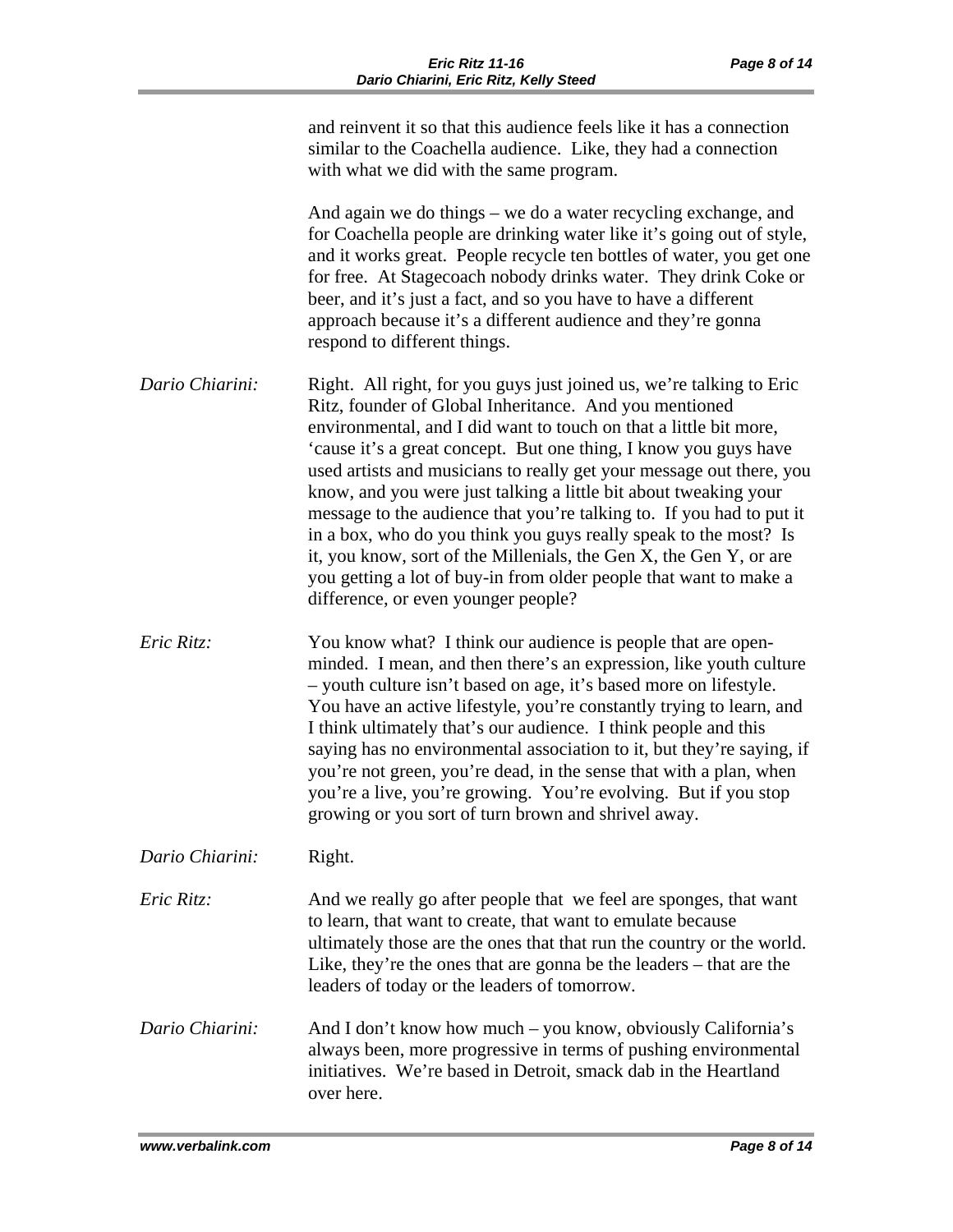and reinvent it so that this audience feels like it has a connection similar to the Coachella audience. Like, they had a connection with what we did with the same program.

And again we do things – we do a water recycling exchange, and for Coachella people are drinking water like it's going out of style, and it works great. People recycle ten bottles of water, you get one for free. At Stagecoach nobody drinks water. They drink Coke or beer, and it's just a fact, and so you have to have a different approach because it's a different audience and they're gonna respond to different things.

*Dario Chiarini:* Right. All right, for you guys just joined us, we're talking to Eric Ritz, founder of Global Inheritance. And you mentioned environmental, and I did want to touch on that a little bit more, 'cause it's a great concept. But one thing, I know you guys have used artists and musicians to really get your message out there, you know, and you were just talking a little bit about tweaking your message to the audience that you're talking to. If you had to put it in a box, who do you think you guys really speak to the most? Is it, you know, sort of the Millenials, the Gen X, the Gen Y, or are you getting a lot of buy-in from older people that want to make a difference, or even younger people?

*Eric Ritz:* You know what? I think our audience is people that are open-minded. I mean, and then there's an expression, like youth culture – youth culture isn't based on age, it's based more on lifestyle. You have an active lifestyle, you're constantly trying to learn, and I think ultimately that's our audience. I think people and this saying has no environmental association to it, but they're saying, if you're not green, you're dead, in the sense that with a plan, when you're a live, you're growing. You're evolving. But if you stop growing or you sort of turn brown and shrivel away.

*Dario Chiarini:* Right.

*Eric Ritz:* And we really go after people that we feel are sponges, that want to learn, that want to create, that want to emulate because ultimately those are the ones that that run the country or the world. Like, they're the ones that are gonna be the leaders – that are the leaders of today or the leaders of tomorrow.

*Dario Chiarini:* And I don't know how much – you know, obviously California's always been, more progressive in terms of pushing environmental initiatives. We're based in Detroit, smack dab in the Heartland over here.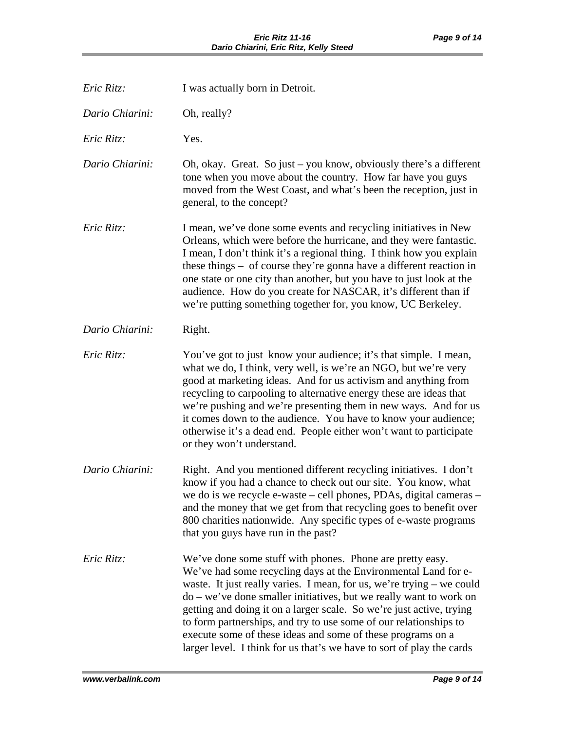*Eric Ritz:* I was actually born in Detroit.

*Dario Chiarini:* Oh, really?

*Eric Ritz:* Yes.

*Dario Chiarini:* Oh, okay. Great. So just – you know, obviously there's a different tone when you move about the country. How far have you guys moved from the West Coast, and what's been the reception, just in general, to the concept?

*Eric Ritz:* I mean, we've done some events and recycling initiatives in New Orleans, which were before the hurricane, and they were fantastic. I mean, I don't think it's a regional thing. I think how you explain these things – of course they're gonna have a different reaction in one state or one city than another, but you have to just look at the audience. How do you create for NASCAR, it's different than if we're putting something together for, you know, UC Berkeley.

*Dario Chiarini:* Right.

*Eric Ritz:* You've got to just know your audience; it's that simple. I mean, what we do, I think, very well, is we're an NGO, but we're very good at marketing ideas. And for us activism and anything from recycling to carpooling to alternative energy these are ideas that we're pushing and we're presenting them in new ways. And for us it comes down to the audience. You have to know your audience; otherwise it's a dead end. People either won't want to participate or they won't understand.

*Dario Chiarini:* Right. And you mentioned different recycling initiatives. I don't know if you had a chance to check out our site. You know, what we do is we recycle e-waste – cell phones, PDAs, digital cameras – and the money that we get from that recycling goes to benefit over 800 charities nationwide. Any specific types of e-waste programs that you guys have run in the past?

*Eric Ritz:* We've done some stuff with phones. Phone are pretty easy. We've had some recycling days at the Environmental Land for e-waste. It just really varies. I mean, for us, we're trying – we could do – we've done smaller initiatives, but we really want to work on getting and doing it on a larger scale. So we're just active, trying to form partnerships, and try to use some of our relationships to execute some of these ideas and some of these programs on a larger level. I think for us that's we have to sort of play the cards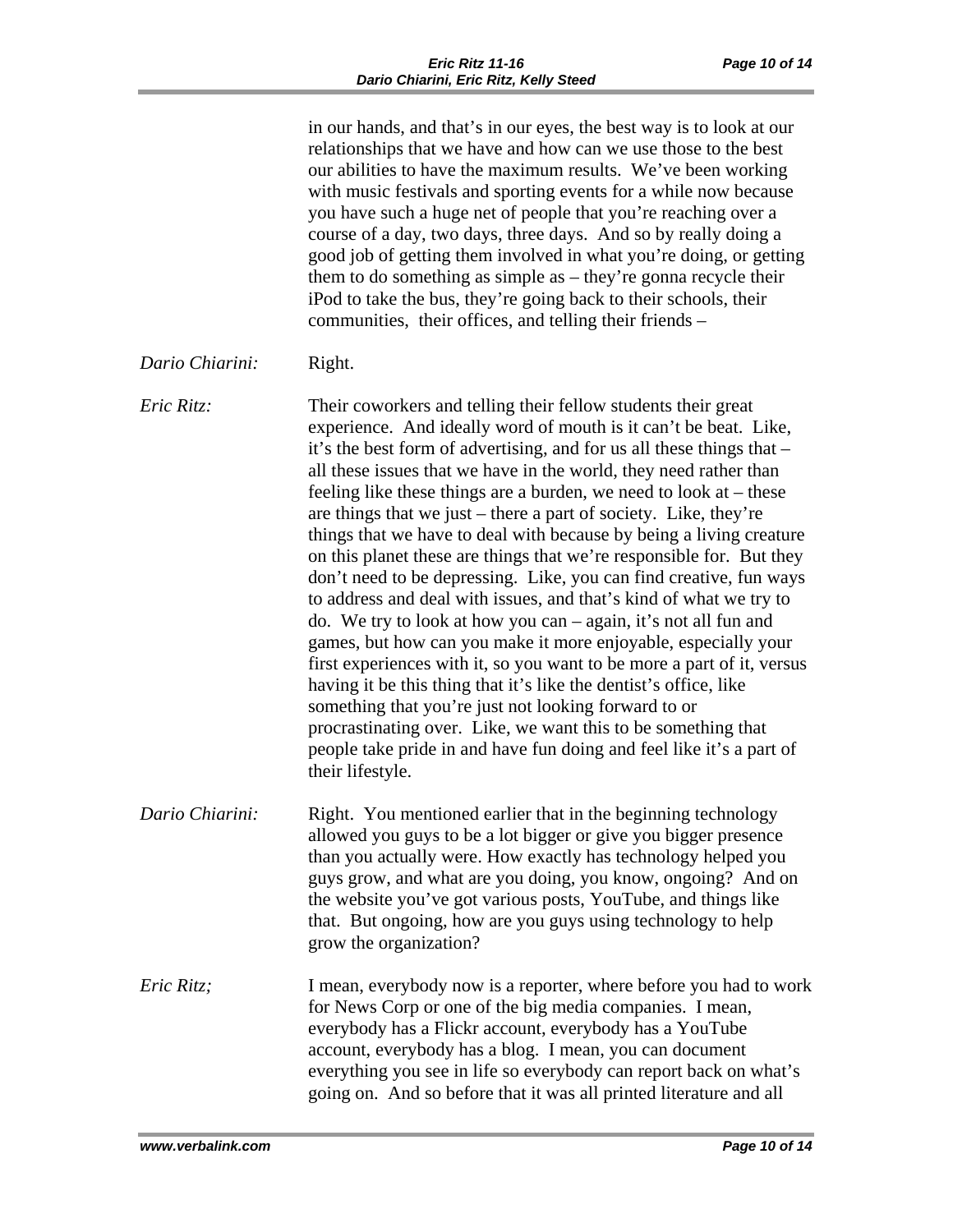in our hands, and that's in our eyes, the best way is to look at our relationships that we have and how can we use those to the best our abilities to have the maximum results. We've been working with music festivals and sporting events for a while now because you have such a huge net of people that you're reaching over a course of a day, two days, three days. And so by really doing a good job of getting them involved in what you're doing, or getting them to do something as simple as – they're gonna recycle their iPod to take the bus, they're going back to their schools, their communities, their offices, and telling their friends –

*Dario Chiarini:* Right.

*Eric Ritz:* Their coworkers and telling their fellow students their great experience. And ideally word of mouth is it can't be beat. Like, it's the best form of advertising, and for us all these things that – all these issues that we have in the world, they need rather than feeling like these things are a burden, we need to look at – these are things that we just – there a part of society. Like, they're things that we have to deal with because by being a living creature on this planet these are things that we're responsible for. But they don't need to be depressing. Like, you can find creative, fun ways to address and deal with issues, and that's kind of what we try to do. We try to look at how you can – again, it's not all fun and games, but how can you make it more enjoyable, especially your first experiences with it, so you want to be more a part of it, versus having it be this thing that it's like the dentist's office, like something that you're just not looking forward to or procrastinating over. Like, we want this to be something that people take pride in and have fun doing and feel like it's a part of their lifestyle.

*Dario Chiarini:* Right. You mentioned earlier that in the beginning technology allowed you guys to be a lot bigger or give you bigger presence than you actually were. How exactly has technology helped you guys grow, and what are you doing, you know, ongoing? And on the website you've got various posts, YouTube, and things like that. But ongoing, how are you guys using technology to help grow the organization?

*Eric Ritz;* I mean, everybody now is a reporter, where before you had to work for News Corp or one of the big media companies. I mean, everybody has a Flickr account, everybody has a YouTube account, everybody has a blog. I mean, you can document everything you see in life so everybody can report back on what's going on. And so before that it was all printed literature and all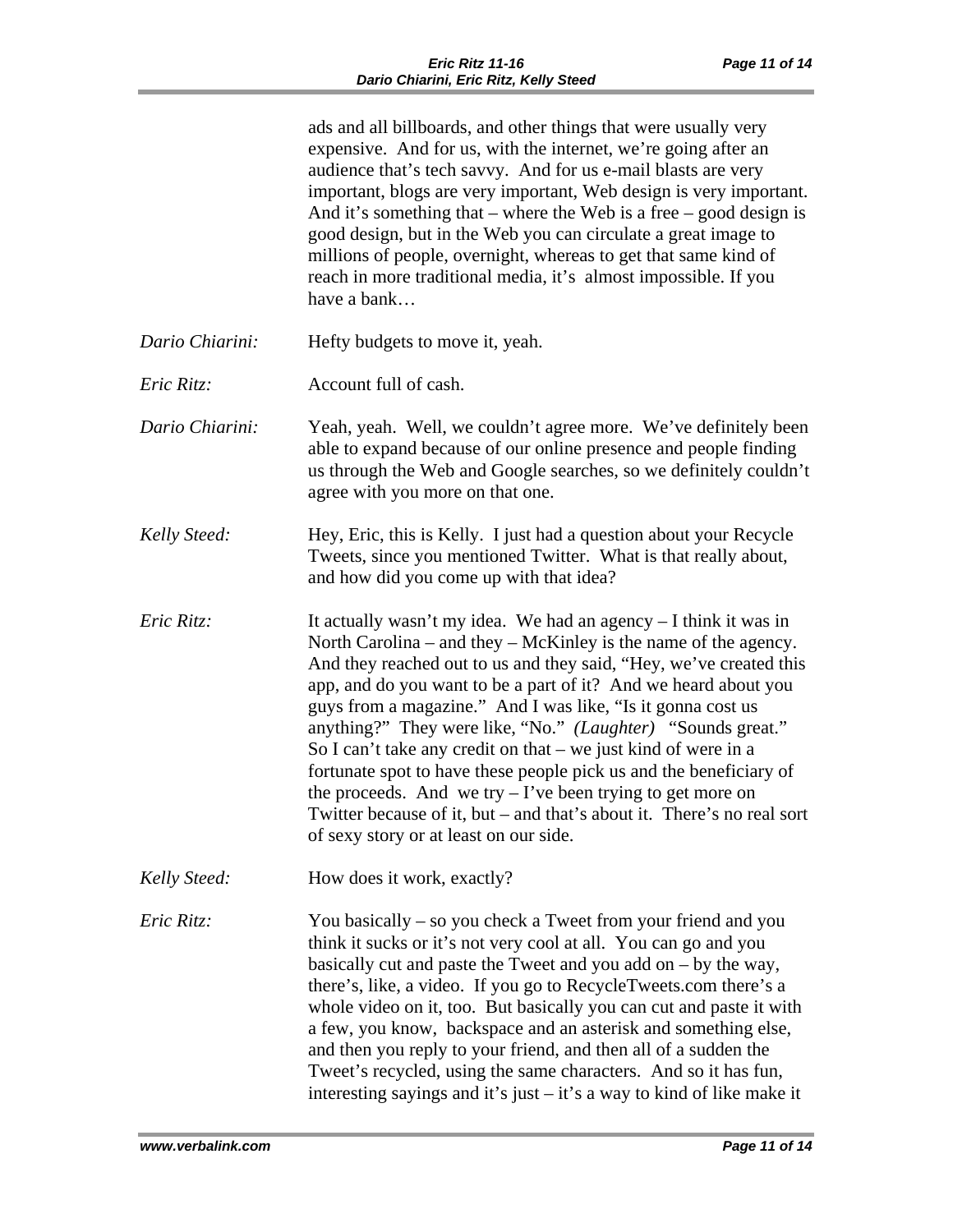ads and all billboards, and other things that were usually very expensive. And for us, with the internet, we're going after an audience that's tech savvy. And for us e-mail blasts are very important, blogs are very important, Web design is very important. And it's something that – where the Web is a free – good design is good design, but in the Web you can circulate a great image to millions of people, overnight, whereas to get that same kind of reach in more traditional media, it's almost impossible. If you have a bank…

*Dario Chiarini:* Hefty budgets to move it, yeah.

*Eric Ritz:* Account full of cash.

*Dario Chiarini:* Yeah, yeah. Well, we couldn't agree more. We've definitely been able to expand because of our online presence and people finding us through the Web and Google searches, so we definitely couldn't agree with you more on that one.

*Kelly Steed:* Hey, Eric, this is Kelly. I just had a question about your Recycle Tweets, since you mentioned Twitter. What is that really about, and how did you come up with that idea?

*Eric Ritz:* It actually wasn't my idea. We had an agency – I think it was in North Carolina – and they – McKinley is the name of the agency. And they reached out to us and they said, "Hey, we've created this app, and do you want to be a part of it? And we heard about you guys from a magazine." And I was like, "Is it gonna cost us anything?" They were like, "No." *(Laughter)* "Sounds great." So I can't take any credit on that – we just kind of were in a fortunate spot to have these people pick us and the beneficiary of the proceeds. And we try – I've been trying to get more on Twitter because of it, but – and that's about it. There's no real sort of sexy story or at least on our side.

*Kelly Steed:* How does it work, exactly?

*Eric Ritz:* You basically – so you check a Tweet from your friend and you think it sucks or it's not very cool at all. You can go and you basically cut and paste the Tweet and you add on – by the way, there's, like, a video. If you go to RecycleTweets.com there's a whole video on it, too. But basically you can cut and paste it with a few, you know, backspace and an asterisk and something else, and then you reply to your friend, and then all of a sudden the Tweet's recycled, using the same characters. And so it has fun, interesting sayings and it's just – it's a way to kind of like make it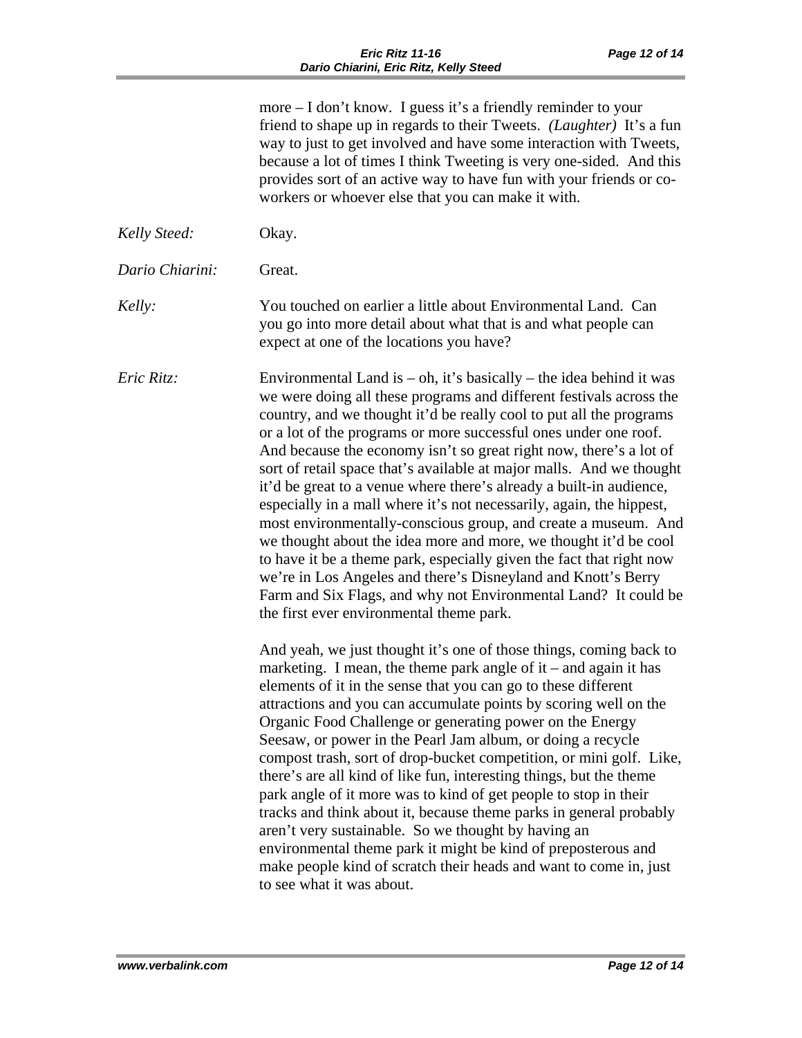more – I don't know. I guess it's a friendly reminder to your friend to shape up in regards to their Tweets. *(Laughter)* It's a fun way to just to get involved and have some interaction with Tweets, because a lot of times I think Tweeting is very one-sided. And this provides sort of an active way to have fun with your friends or co-workers or whoever else that you can make it with.

*Kelly Steed:* Okay.

*Dario Chiarini:* Great.

*Kelly:* You touched on earlier a little about Environmental Land. Can you go into more detail about what that is and what people can expect at one of the locations you have?

*Eric Ritz:* Environmental Land is – oh, it's basically – the idea behind it was we were doing all these programs and different festivals across the country, and we thought it'd be really cool to put all the programs or a lot of the programs or more successful ones under one roof. And because the economy isn't so great right now, there's a lot of sort of retail space that's available at major malls. And we thought it'd be great to a venue where there's already a built-in audience, especially in a mall where it's not necessarily, again, the hippest, most environmentally-conscious group, and create a museum. And we thought about the idea more and more, we thought it'd be cool to have it be a theme park, especially given the fact that right now we're in Los Angeles and there's Disneyland and Knott's Berry Farm and Six Flags, and why not Environmental Land? It could be the first ever environmental theme park.

And yeah, we just thought it's one of those things, coming back to marketing. I mean, the theme park angle of it – and again it has elements of it in the sense that you can go to these different attractions and you can accumulate points by scoring well on the Organic Food Challenge or generating power on the Energy Seesaw, or power in the Pearl Jam album, or doing a recycle compost trash, sort of drop-bucket competition, or mini golf. Like, there's are all kind of like fun, interesting things, but the theme park angle of it more was to kind of get people to stop in their tracks and think about it, because theme parks in general probably aren't very sustainable. So we thought by having an environmental theme park it might be kind of preposterous and make people kind of scratch their heads and want to come in, just to see what it was about.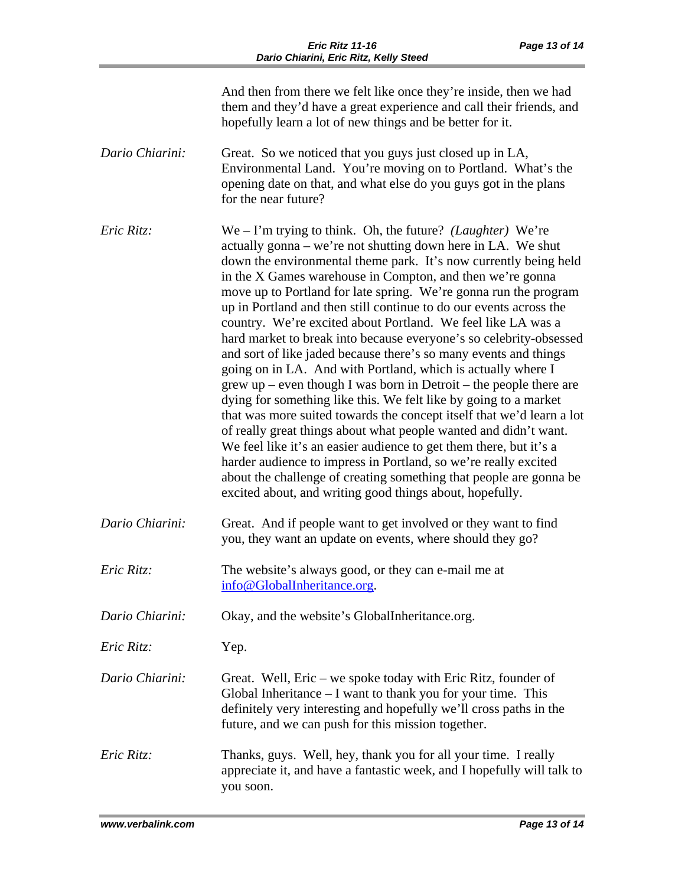And then from there we felt like once they're inside, then we had them and they'd have a great experience and call their friends, and hopefully learn a lot of new things and be better for it.

*Dario Chiarini:* Great. So we noticed that you guys just closed up in LA, Environmental Land. You're moving on to Portland. What's the opening date on that, and what else do you guys got in the plans for the near future?

*Eric Ritz:* We – I'm trying to think. Oh, the future? *(Laughter)* We're actually gonna – we're not shutting down here in LA. We shut down the environmental theme park. It's now currently being held in the X Games warehouse in Compton, and then we're gonna move up to Portland for late spring. We're gonna run the program up in Portland and then still continue to do our events across the country. We're excited about Portland. We feel like LA was a hard market to break into because everyone's so celebrity-obsessed and sort of like jaded because there's so many events and things going on in LA. And with Portland, which is actually where I grew up – even though I was born in Detroit – the people there are dying for something like this. We felt like by going to a market that was more suited towards the concept itself that we'd learn a lot of really great things about what people wanted and didn't want. We feel like it's an easier audience to get them there, but it's a harder audience to impress in Portland, so we're really excited about the challenge of creating something that people are gonna be excited about, and writing good things about, hopefully.

*Dario Chiarini:* Great. And if people want to get involved or they want to find you, they want an update on events, where should they go?

*Eric Ritz:* The website's always good, or they can e-mail me at info@GlobalInheritance.org.

*Dario Chiarini:* Okay, and the website's GlobalInheritance.org.

*Eric Ritz:* Yep.

*Dario Chiarini:* Great. Well, Eric – we spoke today with Eric Ritz, founder of Global Inheritance – I want to thank you for your time. This definitely very interesting and hopefully we'll cross paths in the future, and we can push for this mission together.

*Eric Ritz:* Thanks, guys. Well, hey, thank you for all your time. I really appreciate it, and have a fantastic week, and I hopefully will talk to you soon.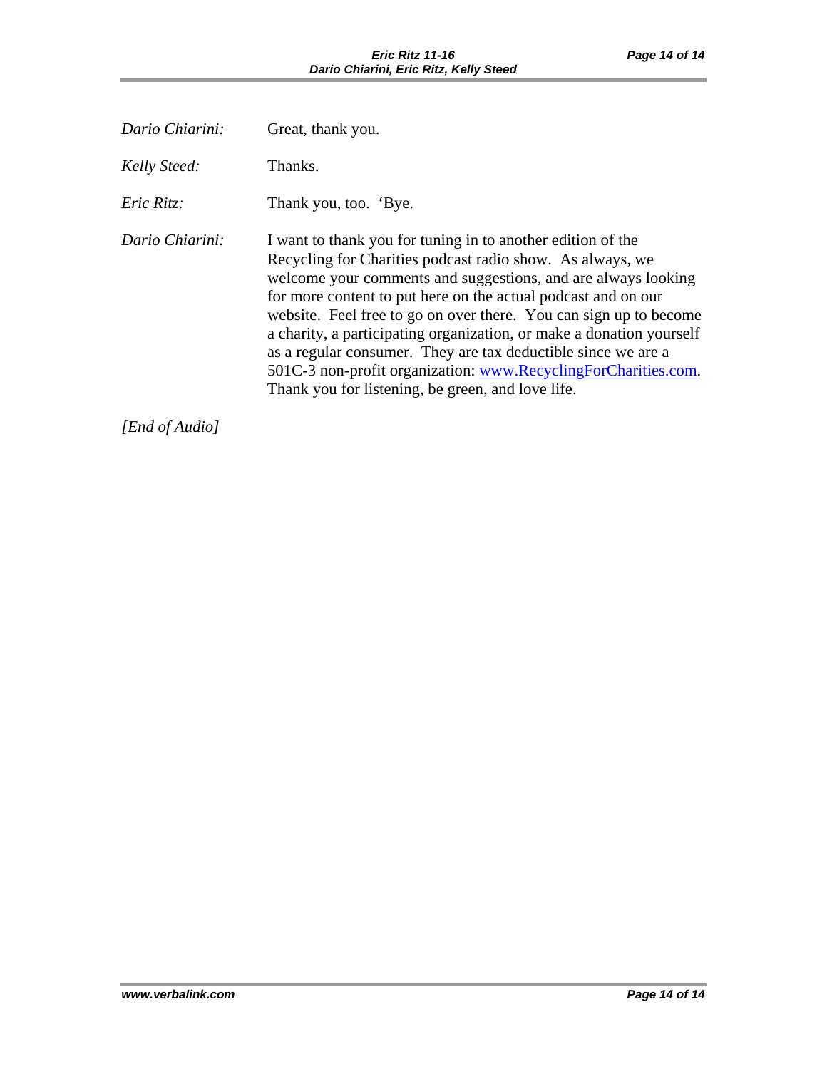*Dario Chiarini:* Great, thank you.

*Kelly Steed:* Thanks.

*Eric Ritz:* Thank you, too. 'Bye.

*Dario Chiarini:* I want to thank you for tuning in to another edition of the Recycling for Charities podcast radio show. As always, we welcome your comments and suggestions, and are always looking for more content to put here on the actual podcast and on our website. Feel free to go on over there. You can sign up to become a charity, a participating organization, or make a donation yourself as a regular consumer. They are tax deductible since we are a 501C-3 non-profit organization: www.RecyclingForCharities.com. Thank you for listening, be green, and love life.

*[End of Audio]*